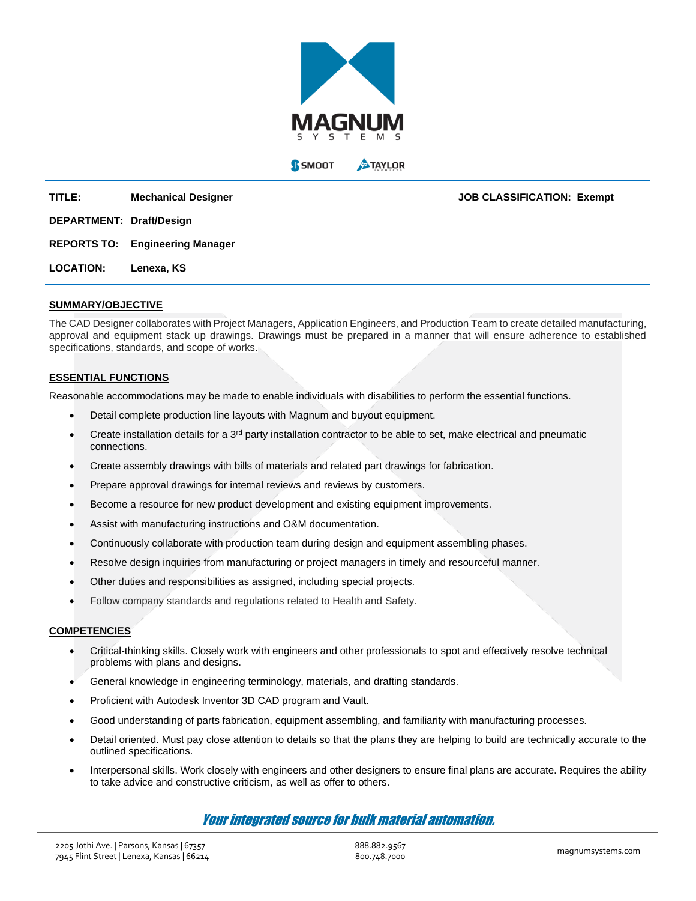| | | |
|---|---|---|
| **TITLE:** | **Mechanical Designer** | **JOB CLASSIFICATION: Exempt** |
| **DEPARTMENT:** | **Draft/Design** | |
| **REPORTS TO:** | **Engineering Manager** | |
| **LOCATION:** | **Lenexa, KS** | |

## SUMMARY/OBJECTIVE

The CAD Designer collaborates with Project Managers, Application Engineers, and Production Team to create detailed manufacturing, approval and equipment stack up drawings. Drawings must be prepared in a manner that will ensure adherence to established specifications, standards, and scope of works.

## ESSENTIAL FUNCTIONS

Reasonable accommodations may be made to enable individuals with disabilities to perform the essential functions.

- Detail complete production line layouts with Magnum and buyout equipment.
- Create installation details for a 3rd party installation contractor to be able to set, make electrical and pneumatic connections.
- Create assembly drawings with bills of materials and related part drawings for fabrication.
- Prepare approval drawings for internal reviews and reviews by customers.
- Become a resource for new product development and existing equipment improvements.
- Assist with manufacturing instructions and O&M documentation.
- Continuously collaborate with production team during design and equipment assembling phases.
- Resolve design inquiries from manufacturing or project managers in timely and resourceful manner.
- Other duties and responsibilities as assigned, including special projects.
- Follow company standards and regulations related to Health and Safety.

## COMPETENCIES

- Critical-thinking skills. Closely work with engineers and other professionals to spot and effectively resolve technical problems with plans and designs.
- General knowledge in engineering terminology, materials, and drafting standards.
- Proficient with Autodesk Inventor 3D CAD program and Vault.
- Good understanding of parts fabrication, equipment assembling, and familiarity with manufacturing processes.
- Detail oriented. Must pay close attention to details so that the plans they are helping to build are technically accurate to the outlined specifications.
- Interpersonal skills. Work closely with engineers and other designers to ensure final plans are accurate. Requires the ability to take advice and constructive criticism, as well as offer to others.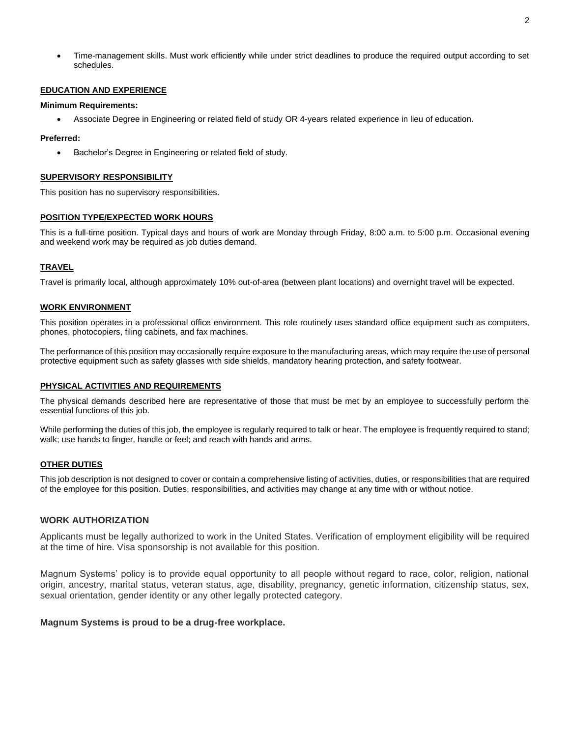- Time-management skills. Must work efficiently while under strict deadlines to produce the required output according to set schedules.

## EDUCATION AND EXPERIENCE

**Minimum Requirements:**

- Associate Degree in Engineering or related field of study OR 4-years related experience in lieu of education.

**Preferred:**

- Bachelor's Degree in Engineering or related field of study.

## SUPERVISORY RESPONSIBILITY

This position has no supervisory responsibilities.

## POSITION TYPE/EXPECTED WORK HOURS

This is a full-time position. Typical days and hours of work are Monday through Friday, 8:00 a.m. to 5:00 p.m. Occasional evening and weekend work may be required as job duties demand.

## TRAVEL

Travel is primarily local, although approximately 10% out-of-area (between plant locations) and overnight travel will be expected.

## WORK ENVIRONMENT

This position operates in a professional office environment. This role routinely uses standard office equipment such as computers, phones, photocopiers, filing cabinets, and fax machines.

The performance of this position may occasionally require exposure to the manufacturing areas, which may require the use of personal protective equipment such as safety glasses with side shields, mandatory hearing protection, and safety footwear.

## PHYSICAL ACTIVITIES AND REQUIREMENTS

The physical demands described here are representative of those that must be met by an employee to successfully perform the essential functions of this job.

While performing the duties of this job, the employee is regularly required to talk or hear. The employee is frequently required to stand; walk; use hands to finger, handle or feel; and reach with hands and arms.

## OTHER DUTIES

This job description is not designed to cover or contain a comprehensive listing of activities, duties, or responsibilities that are required of the employee for this position. Duties, responsibilities, and activities may change at any time with or without notice.

## WORK AUTHORIZATION

Applicants must be legally authorized to work in the United States. Verification of employment eligibility will be required at the time of hire. Visa sponsorship is not available for this position.

Magnum Systems' policy is to provide equal opportunity to all people without regard to race, color, religion, national origin, ancestry, marital status, veteran status, age, disability, pregnancy, genetic information, citizenship status, sex, sexual orientation, gender identity or any other legally protected category.

**Magnum Systems is proud to be a drug-free workplace.**